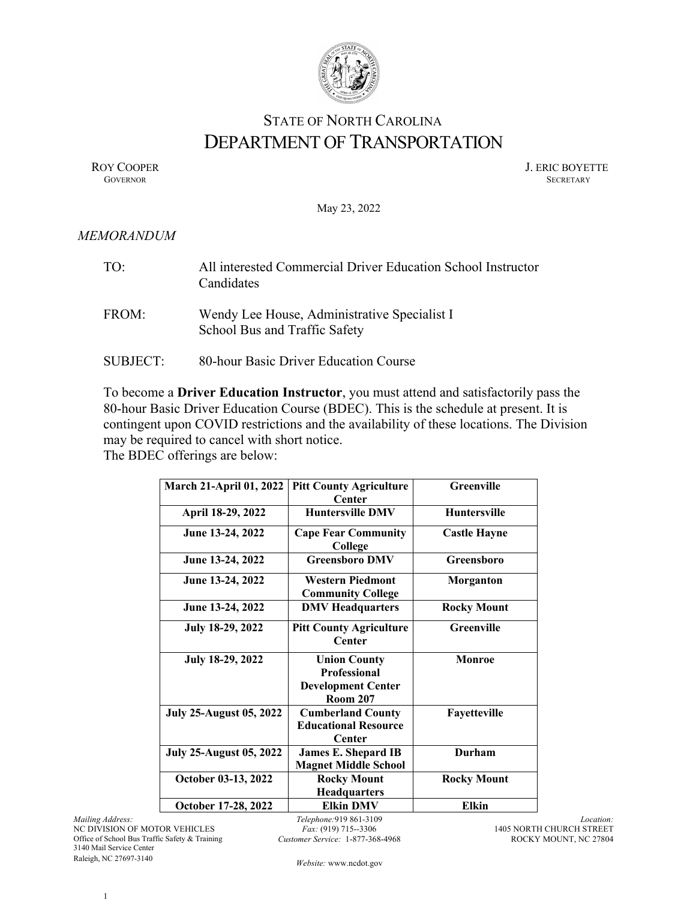# STATE OF NORTH CAROLINA
# DEPARTMENT OF TRANSPORTATION

ROY COOPER
GOVERNOR

J. ERIC BOYETTE
SECRETARY

May 23, 2022

*MEMORANDUM*

TO: All interested Commercial Driver Education School Instructor Candidates

FROM: Wendy Lee House, Administrative Specialist I
School Bus and Traffic Safety

SUBJECT: 80-hour Basic Driver Education Course

To become a **Driver Education Instructor**, you must attend and satisfactorily pass the 80-hour Basic Driver Education Course (BDEC). This is the schedule at present. It is contingent upon COVID restrictions and the availability of these locations. The Division may be required to cancel with short notice.
The BDEC offerings are below:

| | | |
|---|---|---|
| **March 21-April 01, 2022** | **Pitt County Agriculture Center** | **Greenville** |
| **April 18-29, 2022** | **Huntersville DMV** | **Huntersville** |
| **June 13-24, 2022** | **Cape Fear Community College** | **Castle Hayne** |
| **June 13-24, 2022** | **Greensboro DMV** | **Greensboro** |
| **June 13-24, 2022** | **Western Piedmont Community College** | **Morganton** |
| **June 13-24, 2022** | **DMV Headquarters** | **Rocky Mount** |
| **July 18-29, 2022** | **Pitt County Agriculture Center** | **Greenville** |
| **July 18-29, 2022** | **Union County Professional Development Center Room 207** | **Monroe** |
| **July 25-August 05, 2022** | **Cumberland County Educational Resource Center** | **Fayetteville** |
| **July 25-August 05, 2022** | **James E. Shepard IB Magnet Middle School** | **Durham** |
| **October 03-13, 2022** | **Rocky Mount Headquarters** | **Rocky Mount** |
| **October 17-28, 2022** | **Elkin DMV** | **Elkin** |

*Mailing Address:*
NC DIVISION OF MOTOR VEHICLES
Office of School Bus Traffic Safety & Training
3140 Mail Service Center
Raleigh, NC 27697-3140

*Telephone:* 919 861-3109
*Fax:* (919) 715--3306
*Customer Service:* 1-877-368-4968

*Website:* www.ncdot.gov

*Location:*
1405 NORTH CHURCH STREET
ROCKY MOUNT, NC 27804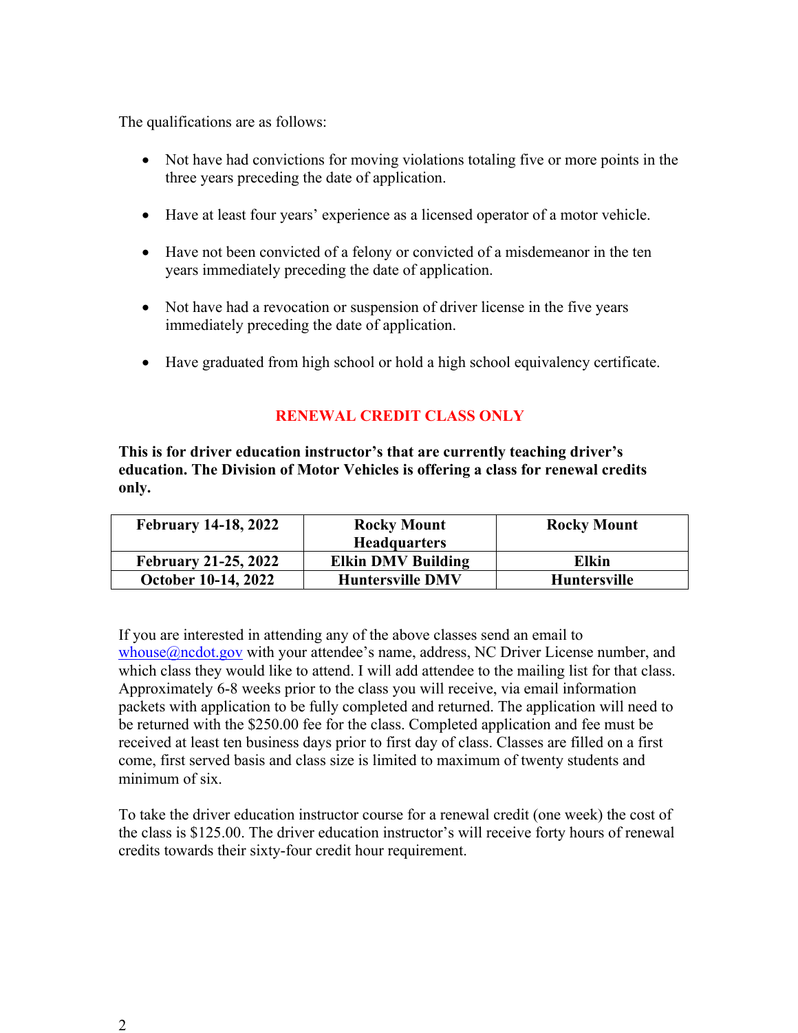The qualifications are as follows:

- Not have had convictions for moving violations totaling five or more points in the three years preceding the date of application.
- Have at least four years' experience as a licensed operator of a motor vehicle.
- Have not been convicted of a felony or convicted of a misdemeanor in the ten years immediately preceding the date of application.
- Not have had a revocation or suspension of driver license in the five years immediately preceding the date of application.
- Have graduated from high school or hold a high school equivalency certificate.

## RENEWAL CREDIT CLASS ONLY

**This is for driver education instructor's that are currently teaching driver's education. The Division of Motor Vehicles is offering a class for renewal credits only.**

| | | |
|---|---|---|
| **February 14-18, 2022** | **Rocky Mount Headquarters** | **Rocky Mount** |
| **February 21-25, 2022** | **Elkin DMV Building** | **Elkin** |
| **October 10-14, 2022** | **Huntersville DMV** | **Huntersville** |

If you are interested in attending any of the above classes send an email to whouse@ncdot.gov with your attendee's name, address, NC Driver License number, and which class they would like to attend. I will add attendee to the mailing list for that class. Approximately 6-8 weeks prior to the class you will receive, via email information packets with application to be fully completed and returned. The application will need to be returned with the $250.00 fee for the class. Completed application and fee must be received at least ten business days prior to first day of class. Classes are filled on a first come, first served basis and class size is limited to maximum of twenty students and minimum of six.

To take the driver education instructor course for a renewal credit (one week) the cost of the class is $125.00. The driver education instructor's will receive forty hours of renewal credits towards their sixty-four credit hour requirement.